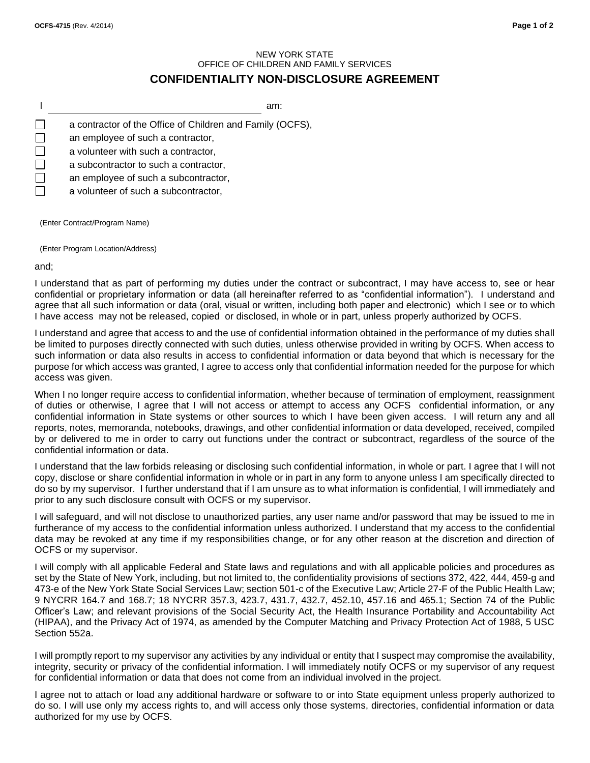NEW YORK STATE
OFFICE OF CHILDREN AND FAMILY SERVICES

# CONFIDENTIALITY NON-DISCLOSURE AGREEMENT

I ______________________________________ am:

- ☐ a contractor of the Office of Children and Family (OCFS),
- ☐ an employee of such a contractor,
- ☐ a volunteer with such a contractor,
- ☐ a subcontractor to such a contractor,
- ☐ an employee of such a subcontractor,
- ☐ a volunteer of such a subcontractor,

(Enter Contract/Program Name)

(Enter Program Location/Address)

and;

I understand that as part of performing my duties under the contract or subcontract, I may have access to, see or hear confidential or proprietary information or data (all hereinafter referred to as "confidential information"). I understand and agree that all such information or data (oral, visual or written, including both paper and electronic) which I see or to which I have access may not be released, copied or disclosed, in whole or in part, unless properly authorized by OCFS.

I understand and agree that access to and the use of confidential information obtained in the performance of my duties shall be limited to purposes directly connected with such duties, unless otherwise provided in writing by OCFS. When access to such information or data also results in access to confidential information or data beyond that which is necessary for the purpose for which access was granted, I agree to access only that confidential information needed for the purpose for which access was given.

When I no longer require access to confidential information, whether because of termination of employment, reassignment of duties or otherwise, I agree that I will not access or attempt to access any OCFS confidential information, or any confidential information in State systems or other sources to which I have been given access. I will return any and all reports, notes, memoranda, notebooks, drawings, and other confidential information or data developed, received, compiled by or delivered to me in order to carry out functions under the contract or subcontract, regardless of the source of the confidential information or data.

I understand that the law forbids releasing or disclosing such confidential information, in whole or part. I agree that I will not copy, disclose or share confidential information in whole or in part in any form to anyone unless I am specifically directed to do so by my supervisor. I further understand that if I am unsure as to what information is confidential, I will immediately and prior to any such disclosure consult with OCFS or my supervisor.

I will safeguard, and will not disclose to unauthorized parties, any user name and/or password that may be issued to me in furtherance of my access to the confidential information unless authorized. I understand that my access to the confidential data may be revoked at any time if my responsibilities change, or for any other reason at the discretion and direction of OCFS or my supervisor.

I will comply with all applicable Federal and State laws and regulations and with all applicable policies and procedures as set by the State of New York, including, but not limited to, the confidentiality provisions of sections 372, 422, 444, 459-g and 473-e of the New York State Social Services Law; section 501-c of the Executive Law; Article 27-F of the Public Health Law; 9 NYCRR 164.7 and 168.7; 18 NYCRR 357.3, 423.7, 431.7, 432.7, 452.10, 457.16 and 465.1; Section 74 of the Public Officer's Law; and relevant provisions of the Social Security Act, the Health Insurance Portability and Accountability Act (HIPAA), and the Privacy Act of 1974, as amended by the Computer Matching and Privacy Protection Act of 1988, 5 USC Section 552a.

I will promptly report to my supervisor any activities by any individual or entity that I suspect may compromise the availability, integrity, security or privacy of the confidential information. I will immediately notify OCFS or my supervisor of any request for confidential information or data that does not come from an individual involved in the project.

I agree not to attach or load any additional hardware or software to or into State equipment unless properly authorized to do so. I will use only my access rights to, and will access only those systems, directories, confidential information or data authorized for my use by OCFS.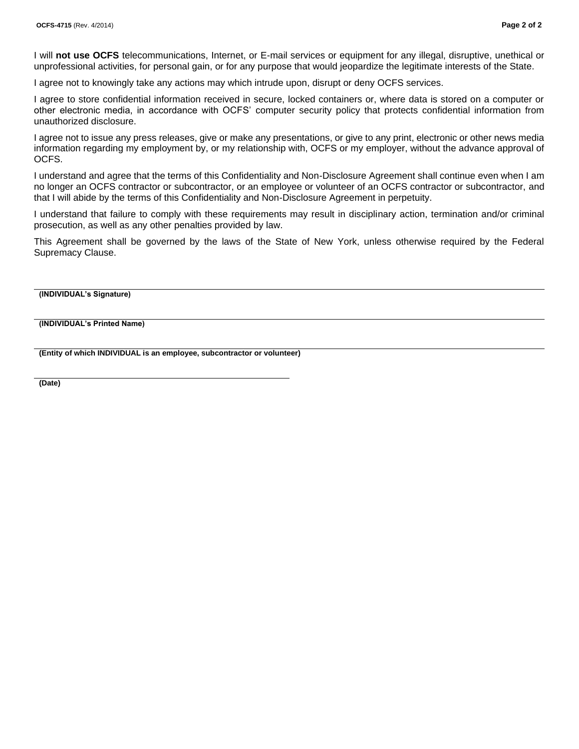I will **not use OCFS** telecommunications, Internet, or E-mail services or equipment for any illegal, disruptive, unethical or unprofessional activities, for personal gain, or for any purpose that would jeopardize the legitimate interests of the State.

I agree not to knowingly take any actions may which intrude upon, disrupt or deny OCFS services.

I agree to store confidential information received in secure, locked containers or, where data is stored on a computer or other electronic media, in accordance with OCFS' computer security policy that protects confidential information from unauthorized disclosure.

I agree not to issue any press releases, give or make any presentations, or give to any print, electronic or other news media information regarding my employment by, or my relationship with, OCFS or my employer, without the advance approval of OCFS.

I understand and agree that the terms of this Confidentiality and Non-Disclosure Agreement shall continue even when I am no longer an OCFS contractor or subcontractor, or an employee or volunteer of an OCFS contractor or subcontractor, and that I will abide by the terms of this Confidentiality and Non-Disclosure Agreement in perpetuity.

I understand that failure to comply with these requirements may result in disciplinary action, termination and/or criminal prosecution, as well as any other penalties provided by law.

This Agreement shall be governed by the laws of the State of New York, unless otherwise required by the Federal Supremacy Clause.

______________________________________________

**(INDIVIDUAL's Signature)**

______________________________________________

**(INDIVIDUAL's Printed Name)**

______________________________________________

**(Entity of which INDIVIDUAL is an employee, subcontractor or volunteer)**

______________________________

**(Date)**